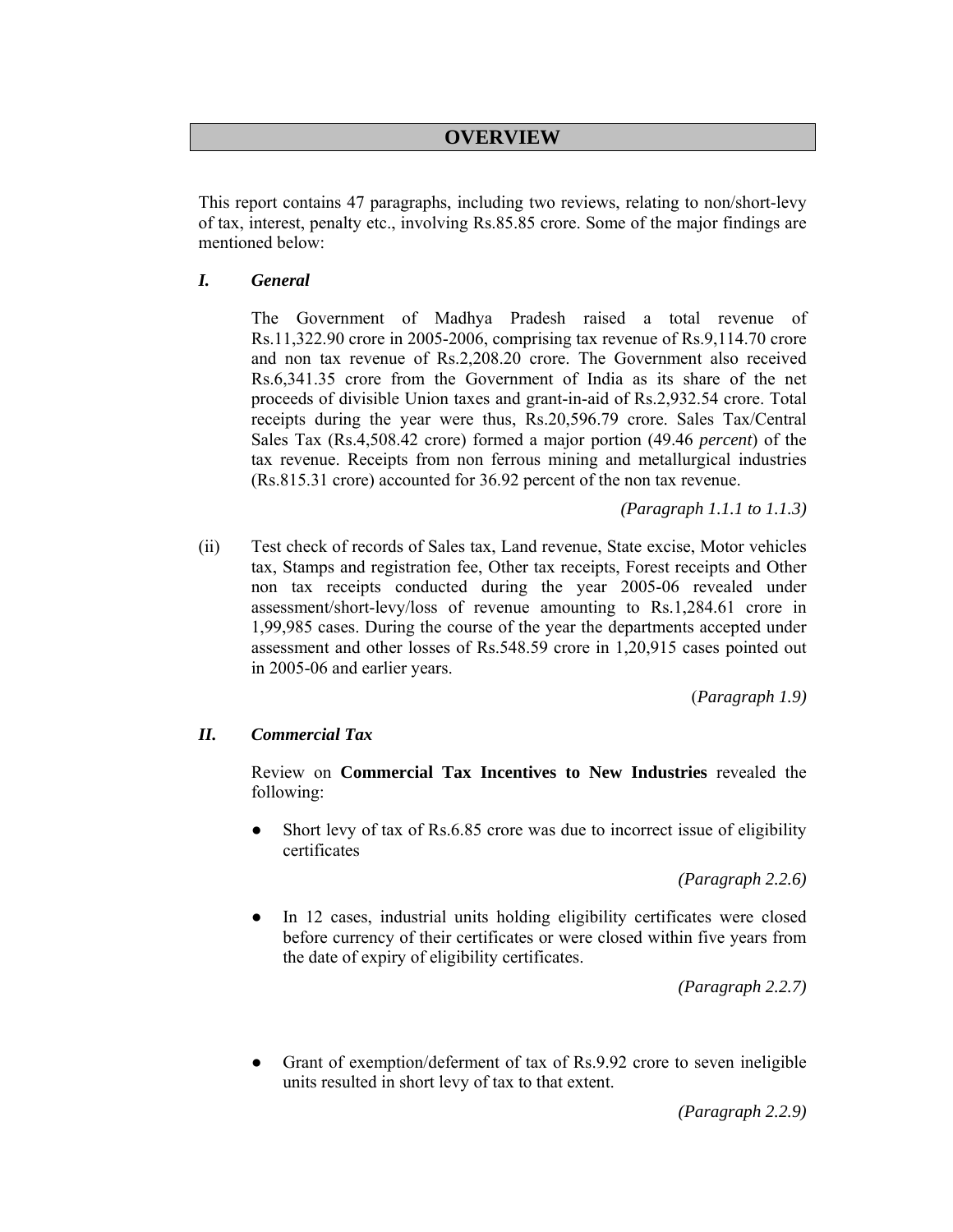# OVERVIEW

This report contains 47 paragraphs, including two reviews, relating to non/short-levy of tax, interest, penalty etc., involving Rs.85.85 crore. Some of the major findings are mentioned below:

## *I. General*

The Government of Madhya Pradesh raised a total revenue of Rs.11,322.90 crore in 2005-2006, comprising tax revenue of Rs.9,114.70 crore and non tax revenue of Rs.2,208.20 crore. The Government also received Rs.6,341.35 crore from the Government of India as its share of the net proceeds of divisible Union taxes and grant-in-aid of Rs.2,932.54 crore. Total receipts during the year were thus, Rs.20,596.79 crore. Sales Tax/Central Sales Tax (Rs.4,508.42 crore) formed a major portion (49.46 *percent*) of the tax revenue. Receipts from non ferrous mining and metallurgical industries (Rs.815.31 crore) accounted for 36.92 percent of the non tax revenue.

*(Paragraph 1.1.1 to 1.1.3)*

(ii) Test check of records of Sales tax, Land revenue, State excise, Motor vehicles tax, Stamps and registration fee, Other tax receipts, Forest receipts and Other non tax receipts conducted during the year 2005-06 revealed under assessment/short-levy/loss of revenue amounting to Rs.1,284.61 crore in 1,99,985 cases. During the course of the year the departments accepted under assessment and other losses of Rs.548.59 crore in 1,20,915 cases pointed out in 2005-06 and earlier years.

(*Paragraph 1.9)*

## *II. Commercial Tax*

Review on **Commercial Tax Incentives to New Industries** revealed the following:

- Short levy of tax of Rs.6.85 crore was due to incorrect issue of eligibility certificates

*(Paragraph 2.2.6)*

- In 12 cases, industrial units holding eligibility certificates were closed before currency of their certificates or were closed within five years from the date of expiry of eligibility certificates.

*(Paragraph 2.2.7)*

- Grant of exemption/deferment of tax of Rs.9.92 crore to seven ineligible units resulted in short levy of tax to that extent.

*(Paragraph 2.2.9)*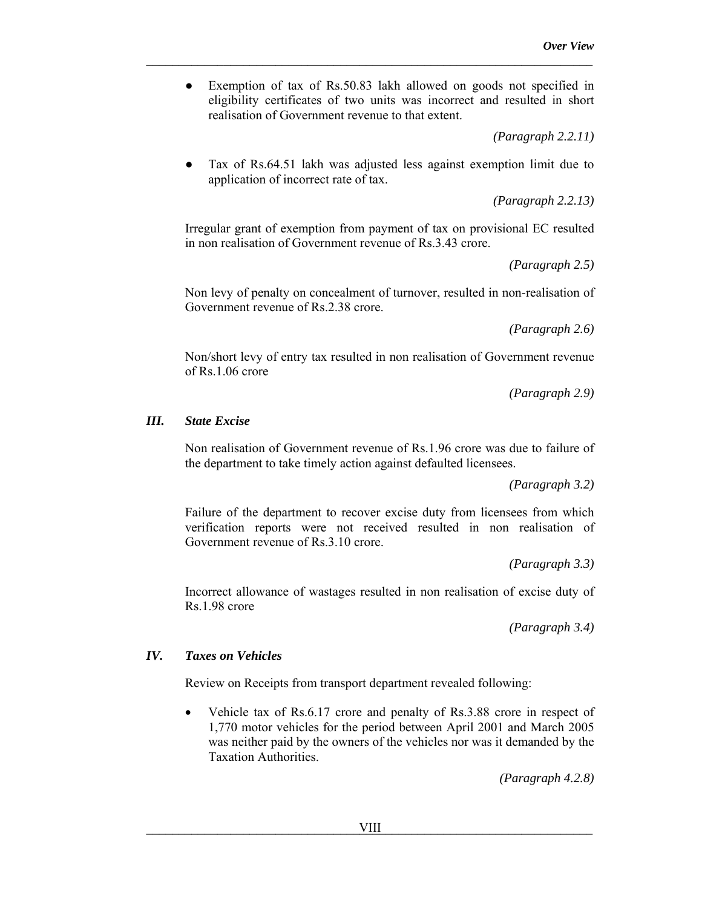- Exemption of tax of Rs.50.83 lakh allowed on goods not specified in eligibility certificates of two units was incorrect and resulted in short realisation of Government revenue to that extent.

*(Paragraph 2.2.11)*

- Tax of Rs.64.51 lakh was adjusted less against exemption limit due to application of incorrect rate of tax.

*(Paragraph 2.2.13)*

Irregular grant of exemption from payment of tax on provisional EC resulted in non realisation of Government revenue of Rs.3.43 crore.

*(Paragraph 2.5)*

Non levy of penalty on concealment of turnover, resulted in non-realisation of Government revenue of Rs.2.38 crore.

*(Paragraph 2.6)*

Non/short levy of entry tax resulted in non realisation of Government revenue of Rs.1.06 crore

*(Paragraph 2.9)*

### *III. State Excise*

Non realisation of Government revenue of Rs.1.96 crore was due to failure of the department to take timely action against defaulted licensees.

*(Paragraph 3.2)*

Failure of the department to recover excise duty from licensees from which verification reports were not received resulted in non realisation of Government revenue of Rs.3.10 crore.

*(Paragraph 3.3)*

Incorrect allowance of wastages resulted in non realisation of excise duty of Rs.1.98 crore

*(Paragraph 3.4)*

### *IV. Taxes on Vehicles*

Review on Receipts from transport department revealed following:

- Vehicle tax of Rs.6.17 crore and penalty of Rs.3.88 crore in respect of 1,770 motor vehicles for the period between April 2001 and March 2005 was neither paid by the owners of the vehicles nor was it demanded by the Taxation Authorities.

*(Paragraph 4.2.8)*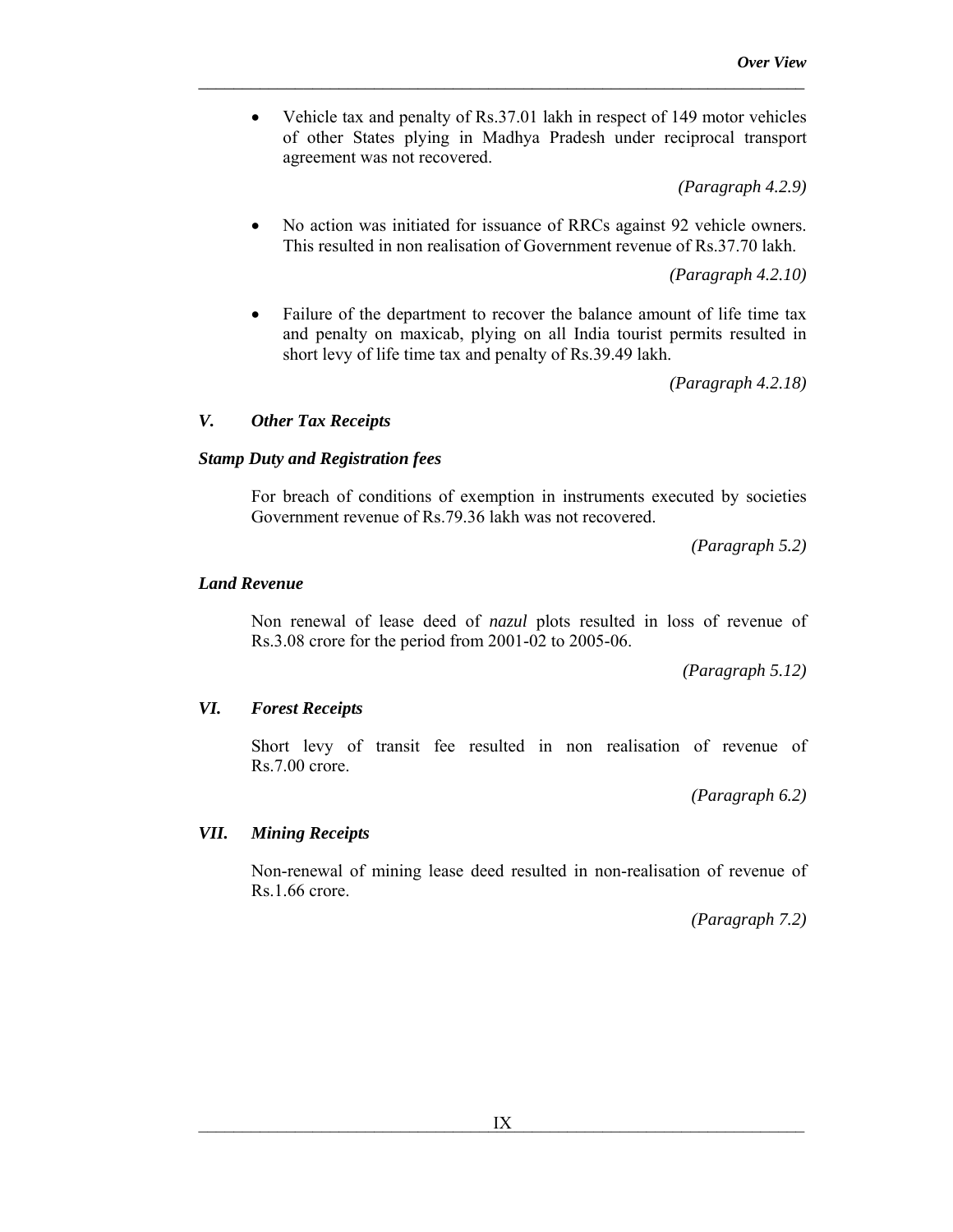- Vehicle tax and penalty of Rs.37.01 lakh in respect of 149 motor vehicles of other States plying in Madhya Pradesh under reciprocal transport agreement was not recovered.

*(Paragraph 4.2.9)*

- No action was initiated for issuance of RRCs against 92 vehicle owners. This resulted in non realisation of Government revenue of Rs.37.70 lakh.

*(Paragraph 4.2.10)*

- Failure of the department to recover the balance amount of life time tax and penalty on maxicab, plying on all India tourist permits resulted in short levy of life time tax and penalty of Rs.39.49 lakh.

*(Paragraph 4.2.18)*

### *V. Other Tax Receipts*

#### *Stamp Duty and Registration fees*

For breach of conditions of exemption in instruments executed by societies Government revenue of Rs.79.36 lakh was not recovered.

*(Paragraph 5.2)*

#### *Land Revenue*

Non renewal of lease deed of *nazul* plots resulted in loss of revenue of Rs.3.08 crore for the period from 2001-02 to 2005-06.

*(Paragraph 5.12)*

### *VI. Forest Receipts*

Short levy of transit fee resulted in non realisation of revenue of Rs.7.00 crore.

*(Paragraph 6.2)*

### *VII. Mining Receipts*

Non-renewal of mining lease deed resulted in non-realisation of revenue of Rs.1.66 crore.

*(Paragraph 7.2)*